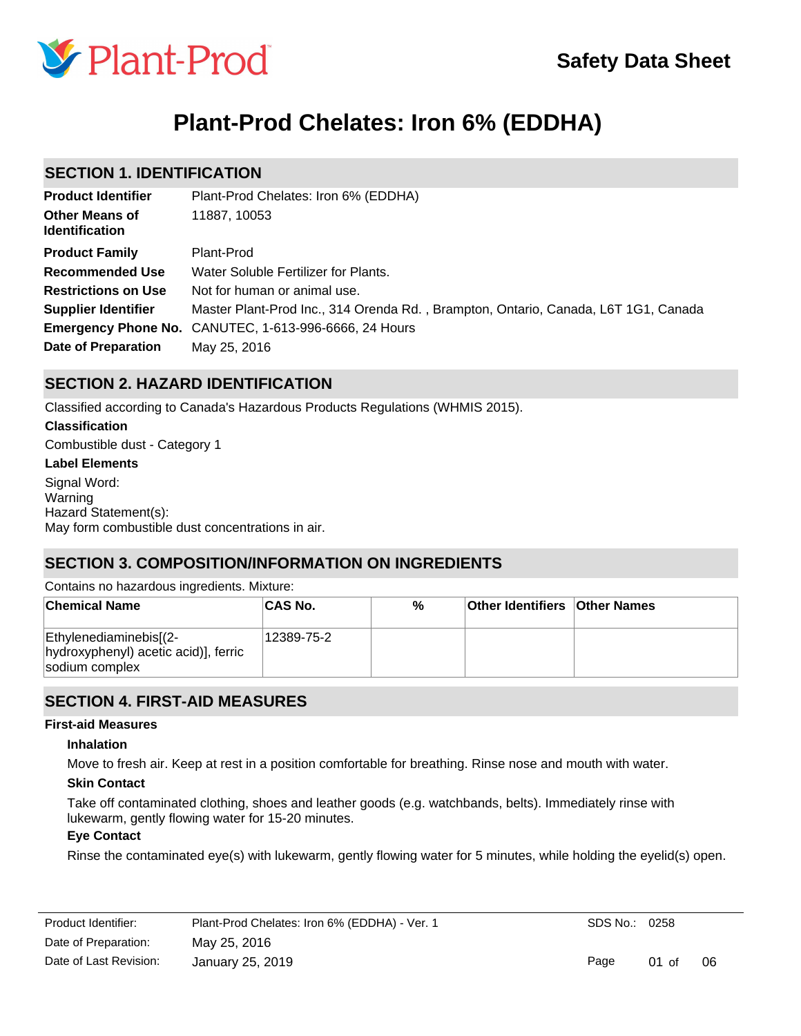Plant-Prod

Safety Data Sheet

# Plant-Prod Chelates: Iron 6% (EDDHA)

## SECTION 1. IDENTIFICATION

| | |
|---|---|
| **Product Identifier** | Plant-Prod Chelates: Iron 6% (EDDHA) |
| **Other Means of Identification** | 11887, 10053 |
| **Product Family** | Plant-Prod |
| **Recommended Use** | Water Soluble Fertilizer for Plants. |
| **Restrictions on Use** | Not for human or animal use. |
| **Supplier Identifier** | Master Plant-Prod Inc., 314 Orenda Rd. , Brampton, Ontario, Canada, L6T 1G1, Canada |
| **Emergency Phone No.** | CANUTEC, 1-613-996-6666, 24 Hours |
| **Date of Preparation** | May 25, 2016 |

## SECTION 2. HAZARD IDENTIFICATION

Classified according to Canada's Hazardous Products Regulations (WHMIS 2015).

**Classification**

Combustible dust - Category 1

**Label Elements**

Signal Word:
Warning
Hazard Statement(s):
May form combustible dust concentrations in air.

## SECTION 3. COMPOSITION/INFORMATION ON INGREDIENTS

Contains no hazardous ingredients. Mixture:

| Chemical Name | CAS No. | % | Other Identifiers | Other Names |
|---|---|---|---|---|
| Ethylenediaminebis[(2-hydroxyphenyl) acetic acid)], ferric sodium complex | 12389-75-2 | | | |

## SECTION 4. FIRST-AID MEASURES

**First-aid Measures**

**Inhalation**

Move to fresh air. Keep at rest in a position comfortable for breathing. Rinse nose and mouth with water.

**Skin Contact**

Take off contaminated clothing, shoes and leather goods (e.g. watchbands, belts). Immediately rinse with lukewarm, gently flowing water for 15-20 minutes.

**Eye Contact**

Rinse the contaminated eye(s) with lukewarm, gently flowing water for 5 minutes, while holding the eyelid(s) open.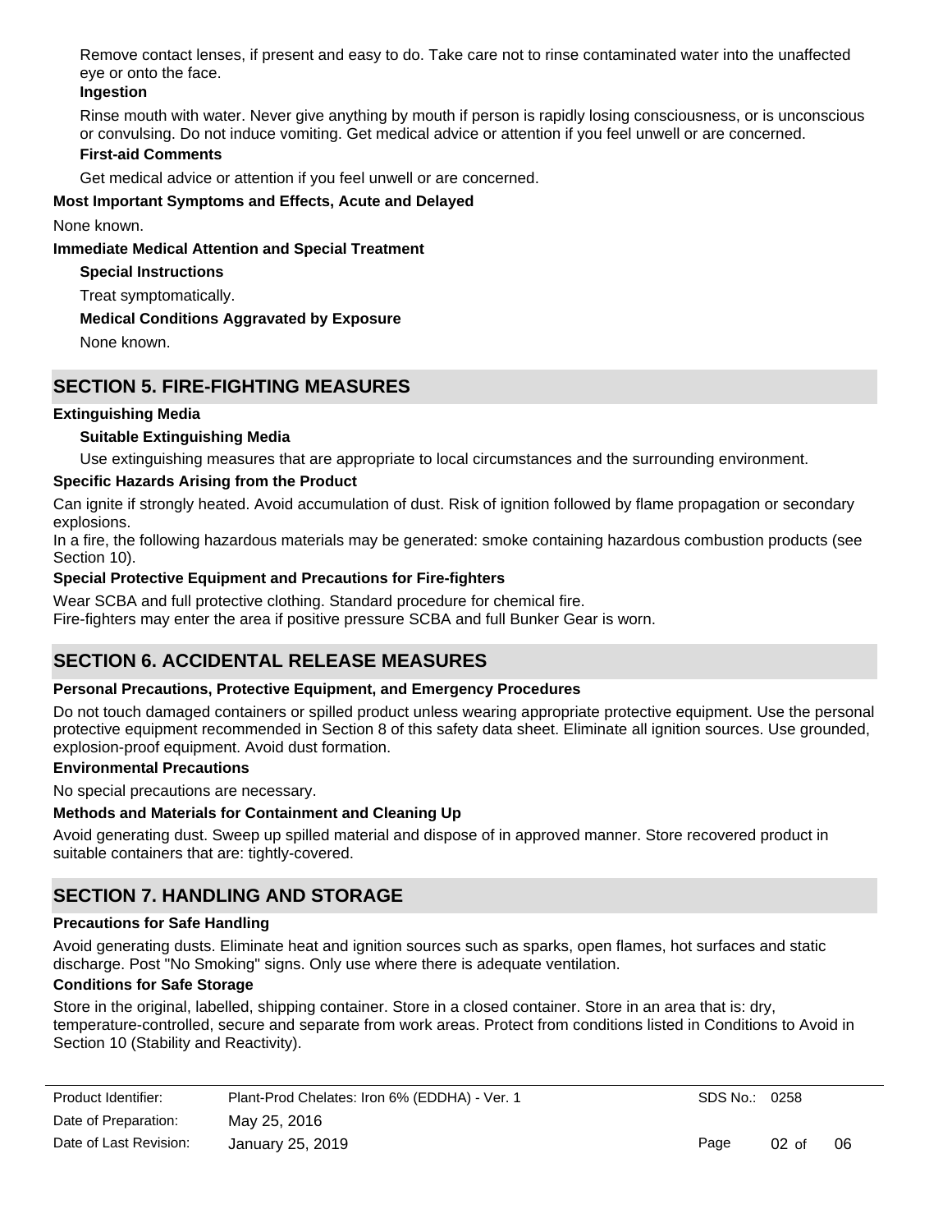Remove contact lenses, if present and easy to do. Take care not to rinse contaminated water into the unaffected eye or onto the face.

**Ingestion**

Rinse mouth with water. Never give anything by mouth if person is rapidly losing consciousness, or is unconscious or convulsing. Do not induce vomiting. Get medical advice or attention if you feel unwell or are concerned.

**First-aid Comments**

Get medical advice or attention if you feel unwell or are concerned.

**Most Important Symptoms and Effects, Acute and Delayed**

None known.

**Immediate Medical Attention and Special Treatment**

**Special Instructions**

Treat symptomatically.

**Medical Conditions Aggravated by Exposure**

None known.

## SECTION 5. FIRE-FIGHTING MEASURES

**Extinguishing Media**

**Suitable Extinguishing Media**

Use extinguishing measures that are appropriate to local circumstances and the surrounding environment.

**Specific Hazards Arising from the Product**

Can ignite if strongly heated. Avoid accumulation of dust. Risk of ignition followed by flame propagation or secondary explosions.
In a fire, the following hazardous materials may be generated: smoke containing hazardous combustion products (see Section 10).

**Special Protective Equipment and Precautions for Fire-fighters**

Wear SCBA and full protective clothing. Standard procedure for chemical fire.
Fire-fighters may enter the area if positive pressure SCBA and full Bunker Gear is worn.

## SECTION 6. ACCIDENTAL RELEASE MEASURES

**Personal Precautions, Protective Equipment, and Emergency Procedures**

Do not touch damaged containers or spilled product unless wearing appropriate protective equipment. Use the personal protective equipment recommended in Section 8 of this safety data sheet. Eliminate all ignition sources. Use grounded, explosion-proof equipment. Avoid dust formation.

**Environmental Precautions**

No special precautions are necessary.

**Methods and Materials for Containment and Cleaning Up**

Avoid generating dust. Sweep up spilled material and dispose of in approved manner. Store recovered product in suitable containers that are: tightly-covered.

## SECTION 7. HANDLING AND STORAGE

**Precautions for Safe Handling**

Avoid generating dusts. Eliminate heat and ignition sources such as sparks, open flames, hot surfaces and static discharge. Post "No Smoking" signs. Only use where there is adequate ventilation.

**Conditions for Safe Storage**

Store in the original, labelled, shipping container. Store in a closed container. Store in an area that is: dry, temperature-controlled, secure and separate from work areas. Protect from conditions listed in Conditions to Avoid in Section 10 (Stability and Reactivity).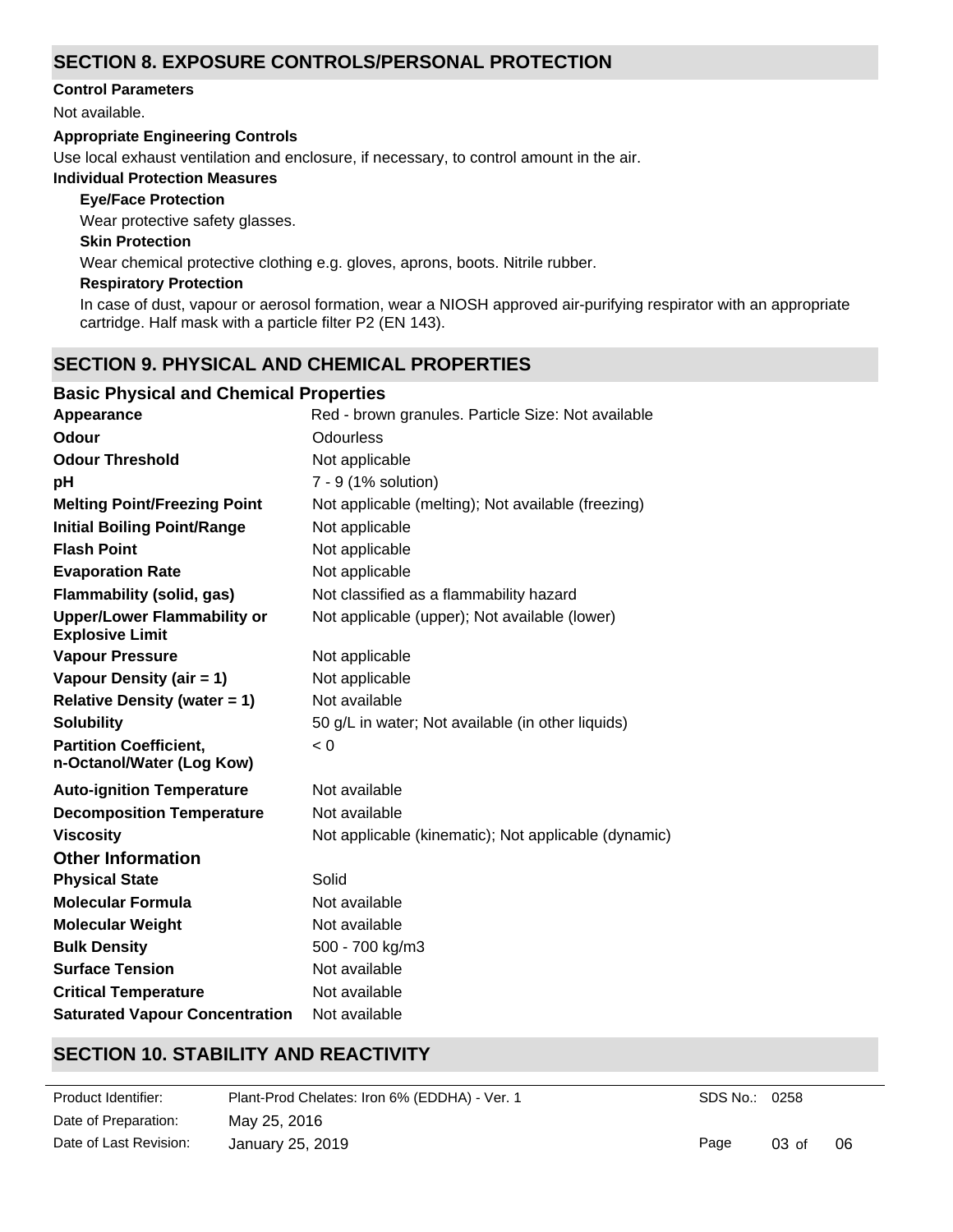## SECTION 8. EXPOSURE CONTROLS/PERSONAL PROTECTION

**Control Parameters**

Not available.

**Appropriate Engineering Controls**

Use local exhaust ventilation and enclosure, if necessary, to control amount in the air.

**Individual Protection Measures**

**Eye/Face Protection**

Wear protective safety glasses.

**Skin Protection**

Wear chemical protective clothing e.g. gloves, aprons, boots. Nitrile rubber.

**Respiratory Protection**

In case of dust, vapour or aerosol formation, wear a NIOSH approved air-purifying respirator with an appropriate cartridge. Half mask with a particle filter P2 (EN 143).

## SECTION 9. PHYSICAL AND CHEMICAL PROPERTIES

### Basic Physical and Chemical Properties

| | |
|---|---|
| **Appearance** | Red - brown granules. Particle Size: Not available |
| **Odour** | Odourless |
| **Odour Threshold** | Not applicable |
| **pH** | 7 - 9 (1% solution) |
| **Melting Point/Freezing Point** | Not applicable (melting); Not available (freezing) |
| **Initial Boiling Point/Range** | Not applicable |
| **Flash Point** | Not applicable |
| **Evaporation Rate** | Not applicable |
| **Flammability (solid, gas)** | Not classified as a flammability hazard |
| **Upper/Lower Flammability or Explosive Limit** | Not applicable (upper); Not available (lower) |
| **Vapour Pressure** | Not applicable |
| **Vapour Density (air = 1)** | Not applicable |
| **Relative Density (water = 1)** | Not available |
| **Solubility** | 50 g/L in water; Not available (in other liquids) |
| **Partition Coefficient, n-Octanol/Water (Log Kow)** | < 0 |
| **Auto-ignition Temperature** | Not available |
| **Decomposition Temperature** | Not available |
| **Viscosity** | Not applicable (kinematic); Not applicable (dynamic) |

### Other Information

| | |
|---|---|
| **Physical State** | Solid |
| **Molecular Formula** | Not available |
| **Molecular Weight** | Not available |
| **Bulk Density** | 500 - 700 kg/m3 |
| **Surface Tension** | Not available |
| **Critical Temperature** | Not available |
| **Saturated Vapour Concentration** | Not available |

## SECTION 10. STABILITY AND REACTIVITY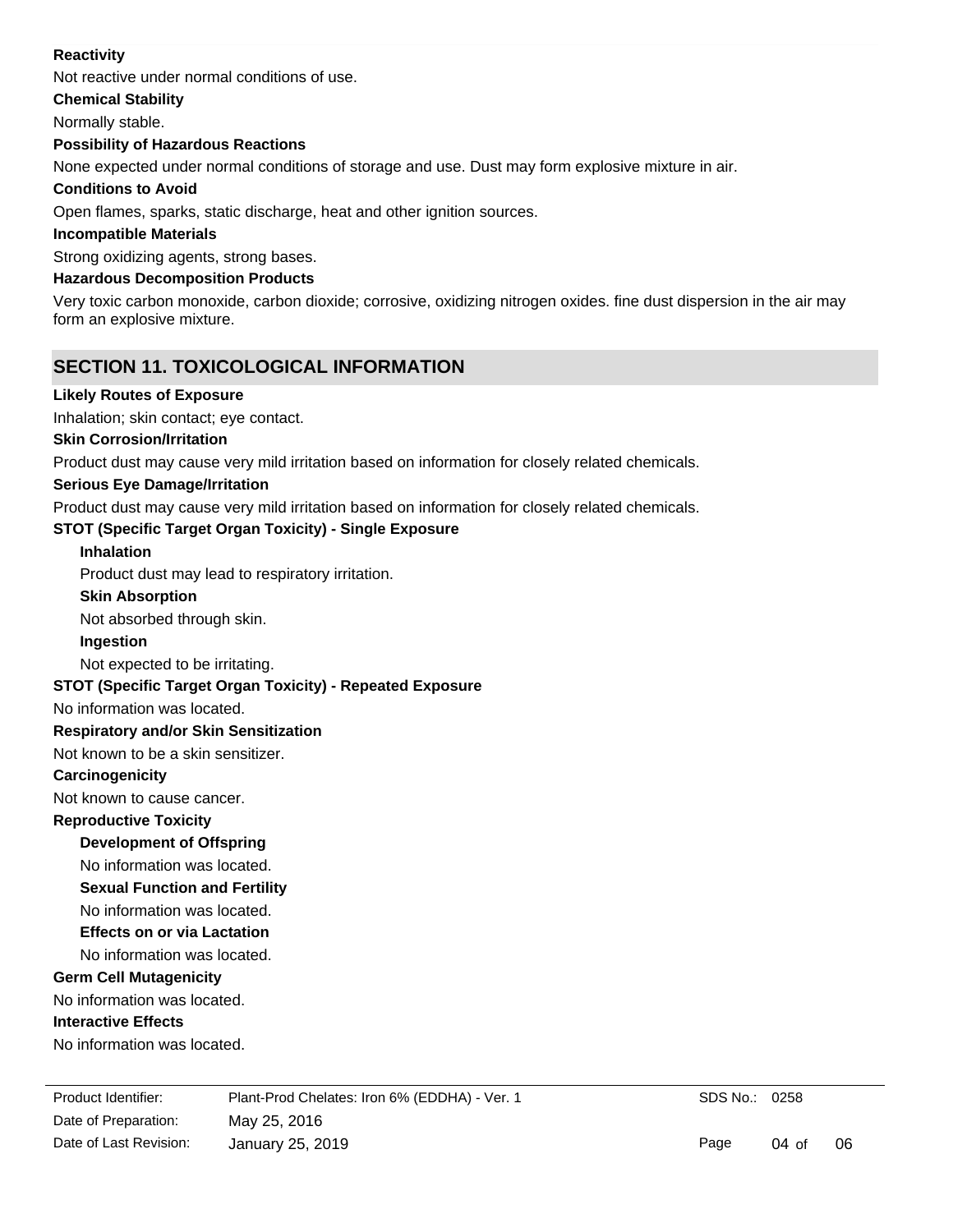**Reactivity**

Not reactive under normal conditions of use.

**Chemical Stability**

Normally stable.

**Possibility of Hazardous Reactions**

None expected under normal conditions of storage and use. Dust may form explosive mixture in air.

**Conditions to Avoid**

Open flames, sparks, static discharge, heat and other ignition sources.

**Incompatible Materials**

Strong oxidizing agents, strong bases.

**Hazardous Decomposition Products**

Very toxic carbon monoxide, carbon dioxide; corrosive, oxidizing nitrogen oxides. fine dust dispersion in the air may form an explosive mixture.

## SECTION 11. TOXICOLOGICAL INFORMATION

**Likely Routes of Exposure**

Inhalation; skin contact; eye contact.

**Skin Corrosion/Irritation**

Product dust may cause very mild irritation based on information for closely related chemicals.

**Serious Eye Damage/Irritation**

Product dust may cause very mild irritation based on information for closely related chemicals.

**STOT (Specific Target Organ Toxicity) - Single Exposure**

**Inhalation**

Product dust may lead to respiratory irritation.

**Skin Absorption**

Not absorbed through skin.

**Ingestion**

Not expected to be irritating.

**STOT (Specific Target Organ Toxicity) - Repeated Exposure**

No information was located.

**Respiratory and/or Skin Sensitization**

Not known to be a skin sensitizer.

**Carcinogenicity**

Not known to cause cancer.

**Reproductive Toxicity**

**Development of Offspring**

No information was located.

**Sexual Function and Fertility**

No information was located.

**Effects on or via Lactation**

No information was located.

**Germ Cell Mutagenicity**

No information was located.

**Interactive Effects**

No information was located.

| Product Identifier: | Plant-Prod Chelates: Iron 6% (EDDHA) - Ver. 1 | SDS No.: 0258 |
|---|---|---|
| Date of Preparation: | May 25, 2016 | |
| Date of Last Revision: | January 25, 2019 | |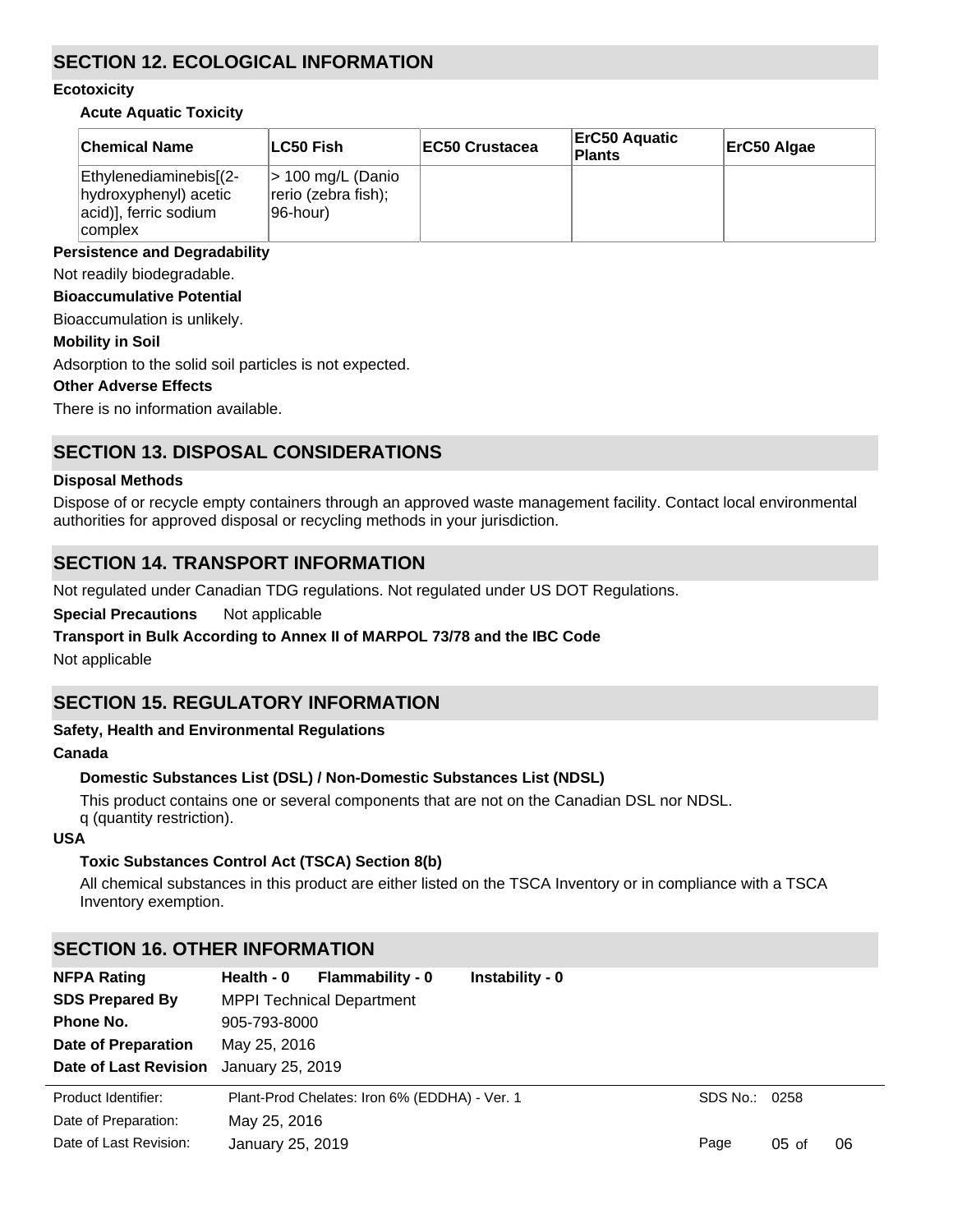## SECTION 12. ECOLOGICAL INFORMATION

### Ecotoxicity

#### Acute Aquatic Toxicity

| Chemical Name | LC50 Fish | EC50 Crustacea | ErC50 Aquatic Plants | ErC50 Algae |
|---|---|---|---|---|
| Ethylenediaminebis[(2-hydroxyphenyl) acetic acid)], ferric sodium complex | > 100 mg/L (Danio rerio (zebra fish); 96-hour) | | | |

**Persistence and Degradability**

Not readily biodegradable.

**Bioaccumulative Potential**

Bioaccumulation is unlikely.

**Mobility in Soil**

Adsorption to the solid soil particles is not expected.

**Other Adverse Effects**

There is no information available.

## SECTION 13. DISPOSAL CONSIDERATIONS

**Disposal Methods**

Dispose of or recycle empty containers through an approved waste management facility. Contact local environmental authorities for approved disposal or recycling methods in your jurisdiction.

## SECTION 14. TRANSPORT INFORMATION

Not regulated under Canadian TDG regulations. Not regulated under US DOT Regulations.

**Special Precautions** Not applicable

**Transport in Bulk According to Annex II of MARPOL 73/78 and the IBC Code**

Not applicable

## SECTION 15. REGULATORY INFORMATION

**Safety, Health and Environmental Regulations**

**Canada**

**Domestic Substances List (DSL) / Non-Domestic Substances List (NDSL)**

This product contains one or several components that are not on the Canadian DSL nor NDSL.
q (quantity restriction).

**USA**

**Toxic Substances Control Act (TSCA) Section 8(b)**

All chemical substances in this product are either listed on the TSCA Inventory or in compliance with a TSCA Inventory exemption.

## SECTION 16. OTHER INFORMATION

**NFPA Rating** **Health - 0** **Flammability - 0** **Instability - 0**

**SDS Prepared By** MPPI Technical Department

**Phone No.** 905-793-8000

**Date of Preparation** May 25, 2016

**Date of Last Revision** January 25, 2019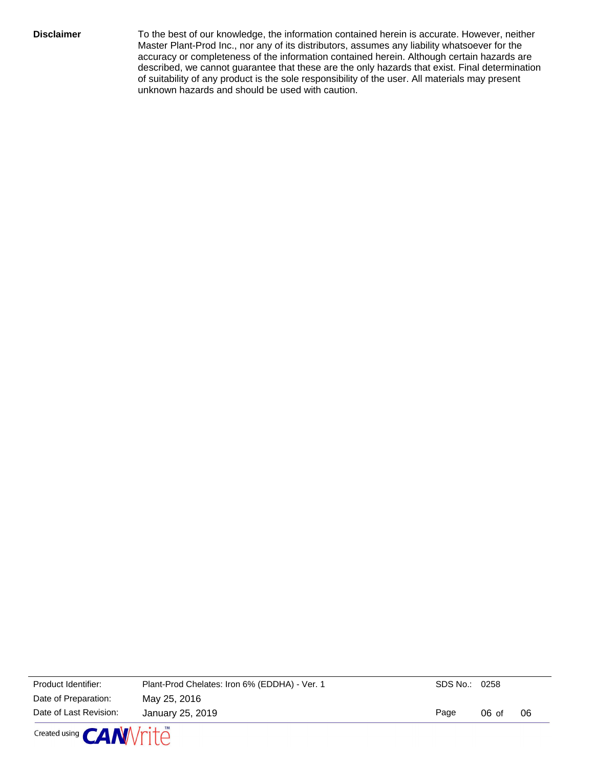**Disclaimer**

To the best of our knowledge, the information contained herein is accurate. However, neither Master Plant-Prod Inc., nor any of its distributors, assumes any liability whatsoever for the accuracy or completeness of the information contained herein. Although certain hazards are described, we cannot guarantee that these are the only hazards that exist. Final determination of suitability of any product is the sole responsibility of the user. All materials may present unknown hazards and should be used with caution.